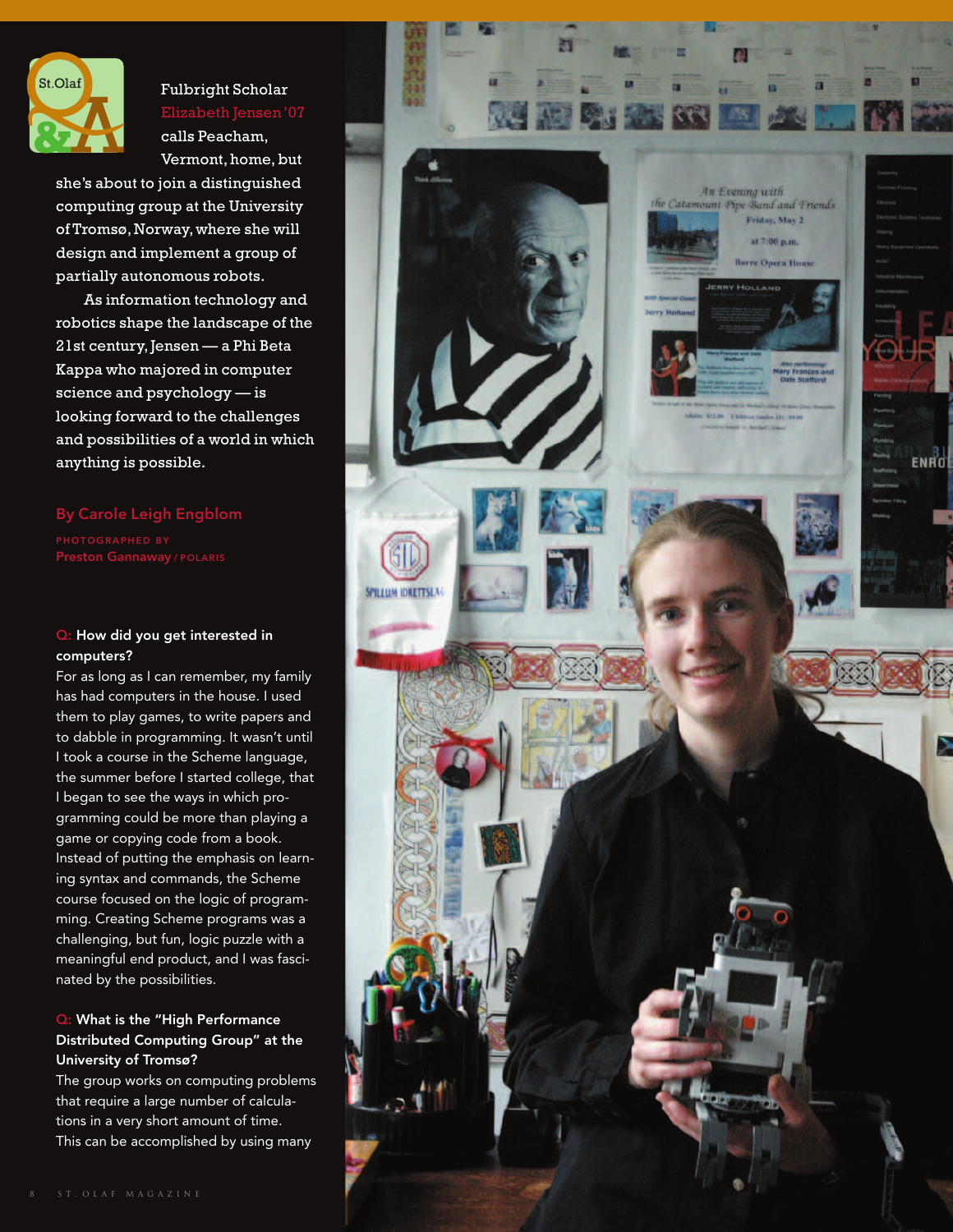St. Olaf Q&A

Fulbright Scholar Elizabeth Jensen '07 calls Peacham, Vermont, home, but she's about to join a distinguished computing group at the University of Tromsø, Norway, where she will design and implement a group of partially autonomous robots.

As information technology and robotics shape the landscape of the 21st century, Jensen — a Phi Beta Kappa who majored in computer science and psychology — is looking forward to the challenges and possibilities of a world in which anything is possible.

By Carole Leigh Engblom

PHOTOGRAPHED BY Preston Gannaway / POLARIS

**Q: How did you get interested in computers?**

For as long as I can remember, my family has had computers in the house. I used them to play games, to write papers and to dabble in programming. It wasn't until I took a course in the Scheme language, the summer before I started college, that I began to see the ways in which programming could be more than playing a game or copying code from a book. Instead of putting the emphasis on learning syntax and commands, the Scheme course focused on the logic of programming. Creating Scheme programs was a challenging, but fun, logic puzzle with a meaningful end product, and I was fascinated by the possibilities.

**Q: What is the "High Performance Distributed Computing Group" at the University of Tromsø?**

The group works on computing problems that require a large number of calculations in a very short amount of time. This can be accomplished by using many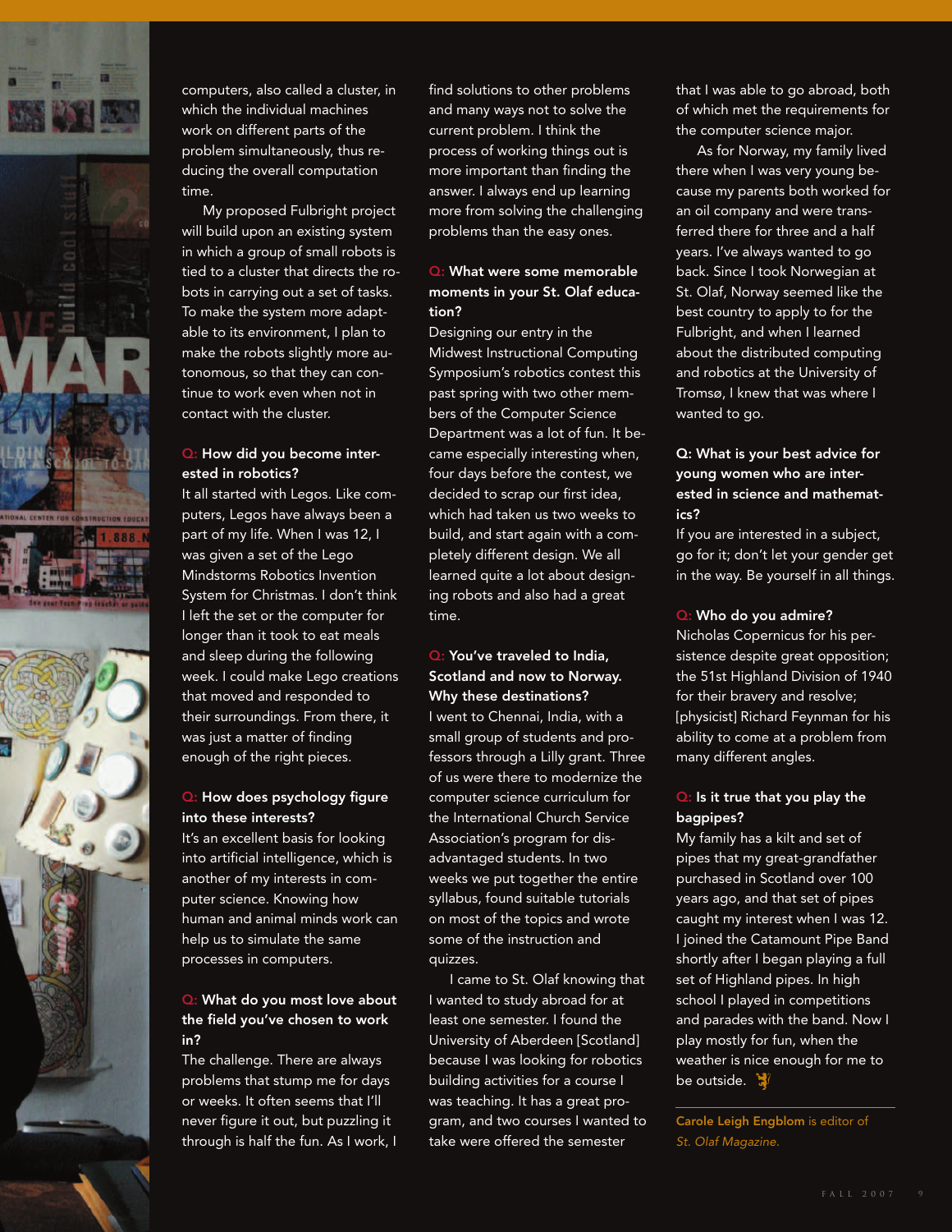computers, also called a cluster, in which the individual machines work on different parts of the problem simultaneously, thus reducing the overall computation time.

My proposed Fulbright project will build upon an existing system in which a group of small robots is tied to a cluster that directs the robots in carrying out a set of tasks. To make the system more adaptable to its environment, I plan to make the robots slightly more autonomous, so that they can continue to work even when not in contact with the cluster.

**Q: How did you become interested in robotics?**

It all started with Legos. Like computers, Legos have always been a part of my life. When I was 12, I was given a set of the Lego Mindstorms Robotics Invention System for Christmas. I don't think I left the set or the computer for longer than it took to eat meals and sleep during the following week. I could make Lego creations that moved and responded to their surroundings. From there, it was just a matter of finding enough of the right pieces.

**Q: How does psychology figure into these interests?**

It's an excellent basis for looking into artificial intelligence, which is another of my interests in computer science. Knowing how human and animal minds work can help us to simulate the same processes in computers.

**Q: What do you most love about the field you've chosen to work in?**

The challenge. There are always problems that stump me for days or weeks. It often seems that I'll never figure it out, but puzzling it through is half the fun. As I work, I find solutions to other problems and many ways not to solve the current problem. I think the process of working things out is more important than finding the answer. I always end up learning more from solving the challenging problems than the easy ones.

**Q: What were some memorable moments in your St. Olaf education?**

Designing our entry in the Midwest Instructional Computing Symposium's robotics contest this past spring with two other members of the Computer Science Department was a lot of fun. It became especially interesting when, four days before the contest, we decided to scrap our first idea, which had taken us two weeks to build, and start again with a completely different design. We all learned quite a lot about designing robots and also had a great time.

**Q: You've traveled to India, Scotland and now to Norway. Why these destinations?**

I went to Chennai, India, with a small group of students and professors through a Lilly grant. Three of us were there to modernize the computer science curriculum for the International Church Service Association's program for disadvantaged students. In two weeks we put together the entire syllabus, found suitable tutorials on most of the topics and wrote some of the instruction and quizzes.

I came to St. Olaf knowing that I wanted to study abroad for at least one semester. I found the University of Aberdeen [Scotland] because I was looking for robotics building activities for a course I was teaching. It has a great program, and two courses I wanted to take were offered the semester that I was able to go abroad, both of which met the requirements for the computer science major.

As for Norway, my family lived there when I was very young because my parents both worked for an oil company and were transferred there for three and a half years. I've always wanted to go back. Since I took Norwegian at St. Olaf, Norway seemed like the best country to apply to for the Fulbright, and when I learned about the distributed computing and robotics at the University of Tromsø, I knew that was where I wanted to go.

**Q: What is your best advice for young women who are interested in science and mathematics?**

If you are interested in a subject, go for it; don't let your gender get in the way. Be yourself in all things.

**Q: Who do you admire?**

Nicholas Copernicus for his persistence despite great opposition; the 51st Highland Division of 1940 for their bravery and resolve; [physicist] Richard Feynman for his ability to come at a problem from many different angles.

**Q: Is it true that you play the bagpipes?**

My family has a kilt and set of pipes that my great-grandfather purchased in Scotland over 100 years ago, and that set of pipes caught my interest when I was 12. I joined the Catamount Pipe Band shortly after I began playing a full set of Highland pipes. In high school I played in competitions and parades with the band. Now I play mostly for fun, when the weather is nice enough for me to be outside.

---

**Carole Leigh Engblom** is editor of *St. Olaf Magazine.*